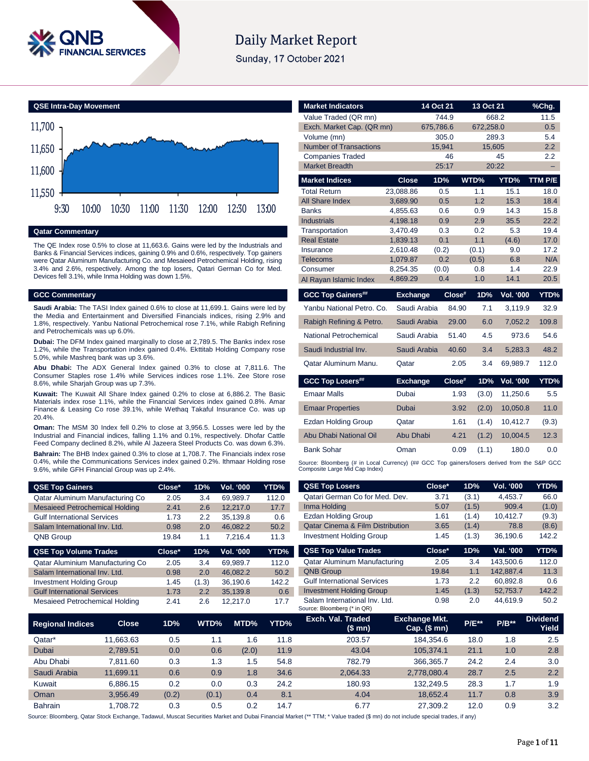# Daily Market Report

Sunday, 17 October 2021

## QSE Intra-Day Movement

## Qatar Commentary

The QE Index rose 0.5% to close at 11,663.6. Gains were led by the Industrials and Banks & Financial Services indices, gaining 0.9% and 0.6%, respectively. Top gainers were Qatar Aluminum Manufacturing Co. and Mesaieed Petrochemical Holding, rising 3.4% and 2.6%, respectively. Among the top losers, Qatari German Co for Med. Devices fell 3.1%, while Inma Holding was down 1.5%.

## GCC Commentary

**Saudi Arabia:** The TASI Index gained 0.6% to close at 11,699.1. Gains were led by the Media and Entertainment and Diversified Financials indices, rising 2.9% and 1.8%, respectively. Yanbu National Petrochemical rose 7.1%, while Rabigh Refining and Petrochemicals was up 6.0%.

**Dubai:** The DFM Index gained marginally to close at 2,789.5. The Banks index rose 1.2%, while the Transportation index gained 0.4%. Ekttitab Holding Company rose 5.0%, while Mashreq bank was up 3.6%.

**Abu Dhabi:** The ADX General Index gained 0.3% to close at 7,811.6. The Consumer Staples rose 1.4% while Services indices rose 1.1%. Zee Store rose 8.6%, while Sharjah Group was up 7.3%.

**Kuwait:** The Kuwait All Share Index gained 0.2% to close at 6,886.2. The Basic Materials index rose 1.1%, while the Financial Services index gained 0.8%. Amar Finance & Leasing Co rose 39.1%, while Wethaq Takaful Insurance Co. was up 20.4%.

**Oman:** The MSM 30 Index fell 0.2% to close at 3,956.5. Losses were led by the Industrial and Financial indices, falling 1.1% and 0.1%, respectively. Dhofar Cattle Feed Company declined 8.2%, while Al Jazeera Steel Products Co. was down 6.3%.

**Bahrain:** The BHB Index gained 0.3% to close at 1,708.7. The Financials index rose 0.4%, while the Communications Services index gained 0.2%. Ithmaar Holding rose 9.6%, while GFH Financial Group was up 2.4%.

| Market Indicators | 14 Oct 21 | 13 Oct 21 | %Chg. |
|---|---|---|---|
| Value Traded (QR mn) | 744.9 | 668.2 | 11.5 |
| Exch. Market Cap. (QR mn) | 675,786.6 | 672,258.0 | 0.5 |
| Volume (mn) | 305.0 | 289.3 | 5.4 |
| Number of Transactions | 15,941 | 15,605 | 2.2 |
| Companies Traded | 46 | 45 | 2.2 |
| Market Breadth | 25:17 | 20:22 | – |

| Market Indices | Close | 1D% | WTD% | YTD% | TTM P/E |
|---|---|---|---|---|---|
| Total Return | 23,088.86 | 0.5 | 1.1 | 15.1 | 18.0 |
| All Share Index | 3,689.90 | 0.5 | 1.2 | 15.3 | 18.4 |
| Banks | 4,855.63 | 0.6 | 0.9 | 14.3 | 15.8 |
| Industrials | 4,198.18 | 0.9 | 2.9 | 35.5 | 22.2 |
| Transportation | 3,470.49 | 0.3 | 0.2 | 5.3 | 19.4 |
| Real Estate | 1,839.13 | 0.1 | 1.1 | (4.6) | 17.0 |
| Insurance | 2,610.48 | (0.2) | (0.1) | 9.0 | 17.2 |
| Telecoms | 1,079.87 | 0.2 | (0.5) | 6.8 | N/A |
| Consumer | 8,254.35 | (0.0) | 0.8 | 1.4 | 22.9 |
| Al Rayan Islamic Index | 4,869.29 | 0.4 | 1.0 | 14.1 | 20.5 |

| GCC Top Gainers## | Exchange | Close# | 1D% | Vol. '000 | YTD% |
|---|---|---|---|---|---|
| Yanbu National Petro. Co. | Saudi Arabia | 84.90 | 7.1 | 3,119.9 | 32.9 |
| Rabigh Refining & Petro. | Saudi Arabia | 29.00 | 6.0 | 7,052.2 | 109.8 |
| National Petrochemical | Saudi Arabia | 51.40 | 4.5 | 973.6 | 54.6 |
| Saudi Industrial Inv. | Saudi Arabia | 40.60 | 3.4 | 5,283.3 | 48.2 |
| Qatar Aluminum Manu. | Qatar | 2.05 | 3.4 | 69,989.7 | 112.0 |

| GCC Top Losers## | Exchange | Close# | 1D% | Vol. '000 | YTD% |
|---|---|---|---|---|---|
| Emaar Malls | Dubai | 1.93 | (3.0) | 11,250.6 | 5.5 |
| Emaar Properties | Dubai | 3.92 | (2.0) | 10,050.8 | 11.0 |
| Ezdan Holding Group | Qatar | 1.61 | (1.4) | 10,412.7 | (9.3) |
| Abu Dhabi National Oil | Abu Dhabi | 4.21 | (1.2) | 10,004.5 | 12.3 |
| Bank Sohar | Oman | 0.09 | (1.1) | 180.0 | 0.0 |

Source: Bloomberg (# in Local Currency) (## GCC Top gainers/losers derived from the S&P GCC Composite Large Mid Cap Index)

| QSE Top Gainers | Close* | 1D% | Vol. '000 | YTD% |
|---|---|---|---|---|
| Qatar Aluminum Manufacturing Co | 2.05 | 3.4 | 69,989.7 | 112.0 |
| Mesaieed Petrochemical Holding | 2.41 | 2.6 | 12,217.0 | 17.7 |
| Gulf International Services | 1.73 | 2.2 | 35,139.8 | 0.6 |
| Salam International Inv. Ltd. | 0.98 | 2.0 | 46,082.2 | 50.2 |
| QNB Group | 19.84 | 1.1 | 7,216.4 | 11.3 |

| QSE Top Volume Trades | Close* | 1D% | Vol. '000 | YTD% |
|---|---|---|---|---|
| Qatar Aluminium Manufacturing Co | 2.05 | 3.4 | 69,989.7 | 112.0 |
| Salam International Inv. Ltd. | 0.98 | 2.0 | 46,082.2 | 50.2 |
| Investment Holding Group | 1.45 | (1.3) | 36,190.6 | 142.2 |
| Gulf International Services | 1.73 | 2.2 | 35,139.8 | 0.6 |
| Mesaieed Petrochemical Holding | 2.41 | 2.6 | 12,217.0 | 17.7 |

| QSE Top Losers | Close* | 1D% | Vol. '000 | YTD% |
|---|---|---|---|---|
| Qatari German Co for Med. Dev. | 3.71 | (3.1) | 4,453.7 | 66.0 |
| Inma Holding | 5.07 | (1.5) | 909.4 | (1.0) |
| Ezdan Holding Group | 1.61 | (1.4) | 10,412.7 | (9.3) |
| Qatar Cinema & Film Distribution | 3.65 | (1.4) | 78.8 | (8.6) |
| Investment Holding Group | 1.45 | (1.3) | 36,190.6 | 142.2 |

| QSE Top Value Trades | Close* | 1D% | Val. '000 | YTD% |
|---|---|---|---|---|
| Qatar Aluminum Manufacturing | 2.05 | 3.4 | 143,500.6 | 112.0 |
| QNB Group | 19.84 | 1.1 | 142,887.4 | 11.3 |
| Gulf International Services | 1.73 | 2.2 | 60,892.8 | 0.6 |
| Investment Holding Group | 1.45 | (1.3) | 52,753.7 | 142.2 |
| Salam International Inv. Ltd. | 0.98 | 2.0 | 44,619.9 | 50.2 |

Source: Bloomberg (* in QR)

| Regional Indices | Close | 1D% | WTD% | MTD% | YTD% | Exch. Val. Traded ($ mn) | Exchange Mkt. Cap. ($ mn) | P/E** | P/B** | Dividend Yield |
|---|---|---|---|---|---|---|---|---|---|---|
| Qatar* | 11,663.63 | 0.5 | 1.1 | 1.6 | 11.8 | 203.57 | 184,354.6 | 18.0 | 1.8 | 2.5 |
| Dubai | 2,789.51 | 0.0 | 0.6 | (2.0) | 11.9 | 43.04 | 105,374.1 | 21.1 | 1.0 | 2.8 |
| Abu Dhabi | 7,811.60 | 0.3 | 1.3 | 1.5 | 54.8 | 782.79 | 366,365.7 | 24.2 | 2.4 | 3.0 |
| Saudi Arabia | 11,699.11 | 0.6 | 0.9 | 1.8 | 34.6 | 2,064.33 | 2,778,080.4 | 28.7 | 2.5 | 2.2 |
| Kuwait | 6,886.15 | 0.2 | 0.0 | 0.3 | 24.2 | 180.93 | 132,249.5 | 28.3 | 1.7 | 1.9 |
| Oman | 3,956.49 | (0.2) | (0.1) | 0.4 | 8.1 | 4.04 | 18,652.4 | 11.7 | 0.8 | 3.9 |
| Bahrain | 1,708.72 | 0.3 | 0.5 | 0.2 | 14.7 | 6.77 | 27,309.2 | 12.0 | 0.9 | 3.2 |

Source: Bloomberg, Qatar Stock Exchange, Tadawul, Muscat Securities Market and Dubai Financial Market (** TTM; * Value traded ($ mn) do not include special trades, if any)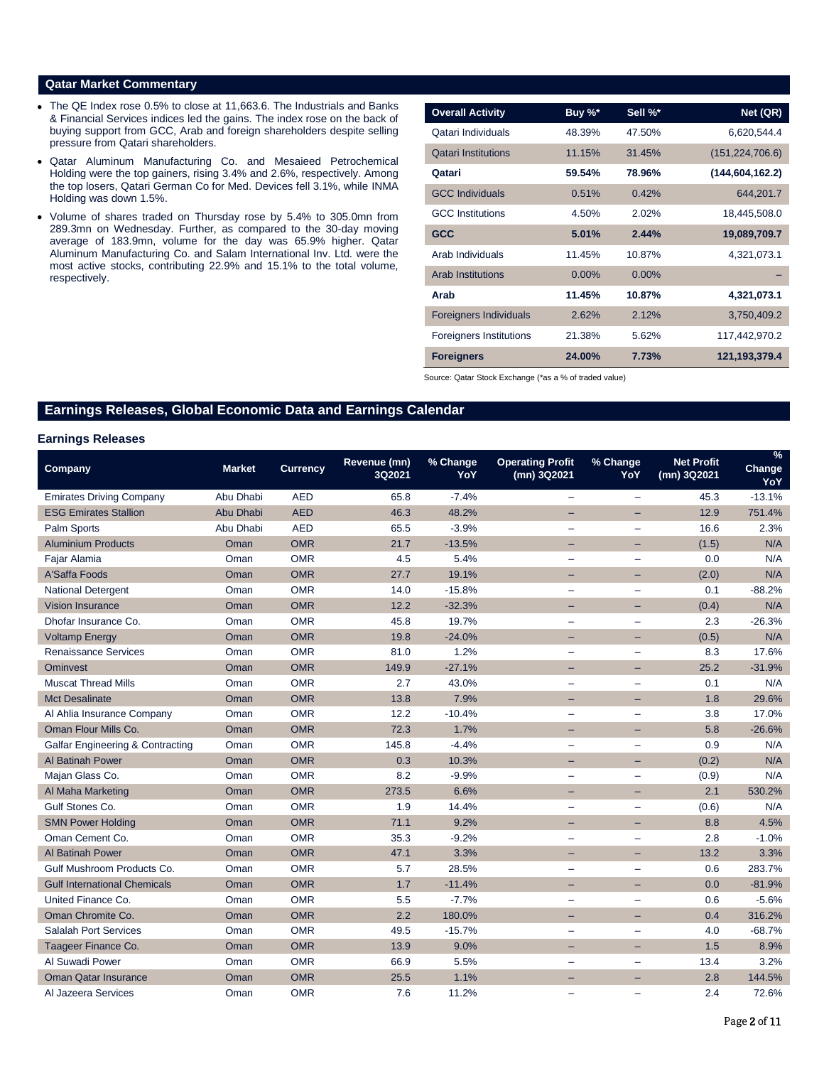## Qatar Market Commentary

- The QE Index rose 0.5% to close at 11,663.6. The Industrials and Banks & Financial Services indices led the gains. The index rose on the back of buying support from GCC, Arab and foreign shareholders despite selling pressure from Qatari shareholders.
- Qatar Aluminum Manufacturing Co. and Mesaieed Petrochemical Holding were the top gainers, rising 3.4% and 2.6%, respectively. Among the top losers, Qatari German Co for Med. Devices fell 3.1%, while INMA Holding was down 1.5%.
- Volume of shares traded on Thursday rose by 5.4% to 305.0mn from 289.3mn on Wednesday. Further, as compared to the 30-day moving average of 183.9mn, volume for the day was 65.9% higher. Qatar Aluminum Manufacturing Co. and Salam International Inv. Ltd. were the most active stocks, contributing 22.9% and 15.1% to the total volume, respectively.

| Overall Activity | Buy %* | Sell %* | Net (QR) |
|---|---|---|---|
| Qatari Individuals | 48.39% | 47.50% | 6,620,544.4 |
| Qatari Institutions | 11.15% | 31.45% | (151,224,706.6) |
| **Qatari** | **59.54%** | **78.96%** | **(144,604,162.2)** |
| GCC Individuals | 0.51% | 0.42% | 644,201.7 |
| GCC Institutions | 4.50% | 2.02% | 18,445,508.0 |
| **GCC** | **5.01%** | **2.44%** | **19,089,709.7** |
| Arab Individuals | 11.45% | 10.87% | 4,321,073.1 |
| Arab Institutions | 0.00% | 0.00% | – |
| **Arab** | **11.45%** | **10.87%** | **4,321,073.1** |
| Foreigners Individuals | 2.62% | 2.12% | 3,750,409.2 |
| Foreigners Institutions | 21.38% | 5.62% | 117,442,970.2 |
| **Foreigners** | **24.00%** | **7.73%** | **121,193,379.4** |

Source: Qatar Stock Exchange (*as a % of traded value)

## Earnings Releases, Global Economic Data and Earnings Calendar

### Earnings Releases

| Company | Market | Currency | Revenue (mn) 3Q2021 | % Change YoY | Operating Profit (mn) 3Q2021 | % Change YoY | Net Profit (mn) 3Q2021 | % Change YoY |
|---|---|---|---|---|---|---|---|---|
| Emirates Driving Company | Abu Dhabi | AED | 65.8 | -7.4% | – | – | 45.3 | -13.1% |
| ESG Emirates Stallion | Abu Dhabi | AED | 46.3 | 48.2% | – | – | 12.9 | 751.4% |
| Palm Sports | Abu Dhabi | AED | 65.5 | -3.9% | – | – | 16.6 | 2.3% |
| Aluminium Products | Oman | OMR | 21.7 | -13.5% | – | – | (1.5) | N/A |
| Fajar Alamia | Oman | OMR | 4.5 | 5.4% | – | – | 0.0 | N/A |
| A'Saffa Foods | Oman | OMR | 27.7 | 19.1% | – | – | (2.0) | N/A |
| National Detergent | Oman | OMR | 14.0 | -15.8% | – | – | 0.1 | -88.2% |
| Vision Insurance | Oman | OMR | 12.2 | -32.3% | – | – | (0.4) | N/A |
| Dhofar Insurance Co. | Oman | OMR | 45.8 | 19.7% | – | – | 2.3 | -26.3% |
| Voltamp Energy | Oman | OMR | 19.8 | -24.0% | – | – | (0.5) | N/A |
| Renaissance Services | Oman | OMR | 81.0 | 1.2% | – | – | 8.3 | 17.6% |
| Ominvest | Oman | OMR | 149.9 | -27.1% | – | – | 25.2 | -31.9% |
| Muscat Thread Mills | Oman | OMR | 2.7 | 43.0% | – | – | 0.1 | N/A |
| Mct Desalinate | Oman | OMR | 13.8 | 7.9% | – | – | 1.8 | 29.6% |
| Al Ahlia Insurance Company | Oman | OMR | 12.2 | -10.4% | – | – | 3.8 | 17.0% |
| Oman Flour Mills Co. | Oman | OMR | 72.3 | 1.7% | – | – | 5.8 | -26.6% |
| Galfar Engineering & Contracting | Oman | OMR | 145.8 | -4.4% | – | – | 0.9 | N/A |
| Al Batinah Power | Oman | OMR | 0.3 | 10.3% | – | – | (0.2) | N/A |
| Majan Glass Co. | Oman | OMR | 8.2 | -9.9% | – | – | (0.9) | N/A |
| Al Maha Marketing | Oman | OMR | 273.5 | 6.6% | – | – | 2.1 | 530.2% |
| Gulf Stones Co. | Oman | OMR | 1.9 | 14.4% | – | – | (0.6) | N/A |
| SMN Power Holding | Oman | OMR | 71.1 | 9.2% | – | – | 8.8 | 4.5% |
| Oman Cement Co. | Oman | OMR | 35.3 | -9.2% | – | – | 2.8 | -1.0% |
| Al Batinah Power | Oman | OMR | 47.1 | 3.3% | – | – | 13.2 | 3.3% |
| Gulf Mushroom Products Co. | Oman | OMR | 5.7 | 28.5% | – | – | 0.6 | 283.7% |
| Gulf International Chemicals | Oman | OMR | 1.7 | -11.4% | – | – | 0.0 | -81.9% |
| United Finance Co. | Oman | OMR | 5.5 | -7.7% | – | – | 0.6 | -5.6% |
| Oman Chromite Co. | Oman | OMR | 2.2 | 180.0% | – | – | 0.4 | 316.2% |
| Salalah Port Services | Oman | OMR | 49.5 | -15.7% | – | – | 4.0 | -68.7% |
| Taageer Finance Co. | Oman | OMR | 13.9 | 9.0% | – | – | 1.5 | 8.9% |
| Al Suwadi Power | Oman | OMR | 66.9 | 5.5% | – | – | 13.4 | 3.2% |
| Oman Qatar Insurance | Oman | OMR | 25.5 | 1.1% | – | – | 2.8 | 144.5% |
| Al Jazeera Services | Oman | OMR | 7.6 | 11.2% | – | – | 2.4 | 72.6% |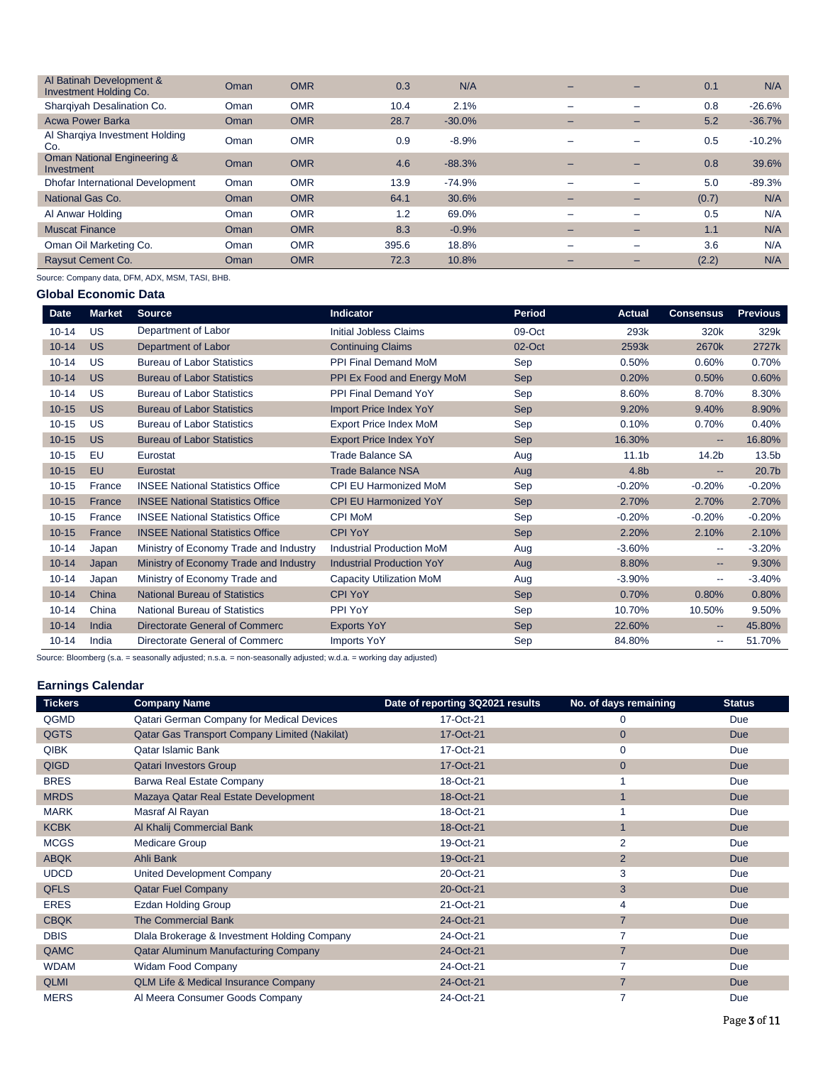| | | | | | | | | |
|---|---|---|---|---|---|---|---|---|
| Al Batinah Development & Investment Holding Co. | Oman | OMR | 0.3 | N/A | – | – | 0.1 | N/A |
| Sharqiyah Desalination Co. | Oman | OMR | 10.4 | 2.1% | – | – | 0.8 | -26.6% |
| Acwa Power Barka | Oman | OMR | 28.7 | -30.0% | – | – | 5.2 | -36.7% |
| Al Sharqiya Investment Holding Co. | Oman | OMR | 0.9 | -8.9% | – | – | 0.5 | -10.2% |
| Oman National Engineering & Investment | Oman | OMR | 4.6 | -88.3% | – | – | 0.8 | 39.6% |
| Dhofar International Development | Oman | OMR | 13.9 | -74.9% | – | – | 5.0 | -89.3% |
| National Gas Co. | Oman | OMR | 64.1 | 30.6% | – | – | (0.7) | N/A |
| Al Anwar Holding | Oman | OMR | 1.2 | 69.0% | – | – | 0.5 | N/A |
| Muscat Finance | Oman | OMR | 8.3 | -0.9% | – | – | 1.1 | N/A |
| Oman Oil Marketing Co. | Oman | OMR | 395.6 | 18.8% | – | – | 3.6 | N/A |
| Raysut Cement Co. | Oman | OMR | 72.3 | 10.8% | – | – | (2.2) | N/A |

Source: Company data, DFM, ADX, MSM, TASI, BHB.

## Global Economic Data

| Date | Market | Source | Indicator | Period | Actual | Consensus | Previous |
|---|---|---|---|---|---|---|---|
| 10-14 | US | Department of Labor | Initial Jobless Claims | 09-Oct | 293k | 320k | 329k |
| 10-14 | US | Department of Labor | Continuing Claims | 02-Oct | 2593k | 2670k | 2727k |
| 10-14 | US | Bureau of Labor Statistics | PPI Final Demand MoM | Sep | 0.50% | 0.60% | 0.70% |
| 10-14 | US | Bureau of Labor Statistics | PPI Ex Food and Energy MoM | Sep | 0.20% | 0.50% | 0.60% |
| 10-14 | US | Bureau of Labor Statistics | PPI Final Demand YoY | Sep | 8.60% | 8.70% | 8.30% |
| 10-15 | US | Bureau of Labor Statistics | Import Price Index YoY | Sep | 9.20% | 9.40% | 8.90% |
| 10-15 | US | Bureau of Labor Statistics | Export Price Index MoM | Sep | 0.10% | 0.70% | 0.40% |
| 10-15 | US | Bureau of Labor Statistics | Export Price Index YoY | Sep | 16.30% | -- | 16.80% |
| 10-15 | EU | Eurostat | Trade Balance SA | Aug | 11.1b | 14.2b | 13.5b |
| 10-15 | EU | Eurostat | Trade Balance NSA | Aug | 4.8b | -- | 20.7b |
| 10-15 | France | INSEE National Statistics Office | CPI EU Harmonized MoM | Sep | -0.20% | -0.20% | -0.20% |
| 10-15 | France | INSEE National Statistics Office | CPI EU Harmonized YoY | Sep | 2.70% | 2.70% | 2.70% |
| 10-15 | France | INSEE National Statistics Office | CPI MoM | Sep | -0.20% | -0.20% | -0.20% |
| 10-15 | France | INSEE National Statistics Office | CPI YoY | Sep | 2.20% | 2.10% | 2.10% |
| 10-14 | Japan | Ministry of Economy Trade and Industry | Industrial Production MoM | Aug | -3.60% | -- | -3.20% |
| 10-14 | Japan | Ministry of Economy Trade and Industry | Industrial Production YoY | Aug | 8.80% | -- | 9.30% |
| 10-14 | Japan | Ministry of Economy Trade and | Capacity Utilization MoM | Aug | -3.90% | -- | -3.40% |
| 10-14 | China | National Bureau of Statistics | CPI YoY | Sep | 0.70% | 0.80% | 0.80% |
| 10-14 | China | National Bureau of Statistics | PPI YoY | Sep | 10.70% | 10.50% | 9.50% |
| 10-14 | India | Directorate General of Commerc | Exports YoY | Sep | 22.60% | -- | 45.80% |
| 10-14 | India | Directorate General of Commerc | Imports YoY | Sep | 84.80% | -- | 51.70% |

Source: Bloomberg (s.a. = seasonally adjusted; n.s.a. = non-seasonally adjusted; w.d.a. = working day adjusted)

## Earnings Calendar

| Tickers | Company Name | Date of reporting 3Q2021 results | No. of days remaining | Status |
|---|---|---|---|---|
| QGMD | Qatari German Company for Medical Devices | 17-Oct-21 | 0 | Due |
| QGTS | Qatar Gas Transport Company Limited (Nakilat) | 17-Oct-21 | 0 | Due |
| QIBK | Qatar Islamic Bank | 17-Oct-21 | 0 | Due |
| QIGD | Qatari Investors Group | 17-Oct-21 | 0 | Due |
| BRES | Barwa Real Estate Company | 18-Oct-21 | 1 | Due |
| MRDS | Mazaya Qatar Real Estate Development | 18-Oct-21 | 1 | Due |
| MARK | Masraf Al Rayan | 18-Oct-21 | 1 | Due |
| KCBK | Al Khalij Commercial Bank | 18-Oct-21 | 1 | Due |
| MCGS | Medicare Group | 19-Oct-21 | 2 | Due |
| ABQK | Ahli Bank | 19-Oct-21 | 2 | Due |
| UDCD | United Development Company | 20-Oct-21 | 3 | Due |
| QFLS | Qatar Fuel Company | 20-Oct-21 | 3 | Due |
| ERES | Ezdan Holding Group | 21-Oct-21 | 4 | Due |
| CBQK | The Commercial Bank | 24-Oct-21 | 7 | Due |
| DBIS | Dlala Brokerage & Investment Holding Company | 24-Oct-21 | 7 | Due |
| QAMC | Qatar Aluminum Manufacturing Company | 24-Oct-21 | 7 | Due |
| WDAM | Widam Food Company | 24-Oct-21 | 7 | Due |
| QLMI | QLM Life & Medical Insurance Company | 24-Oct-21 | 7 | Due |
| MERS | Al Meera Consumer Goods Company | 24-Oct-21 | 7 | Due |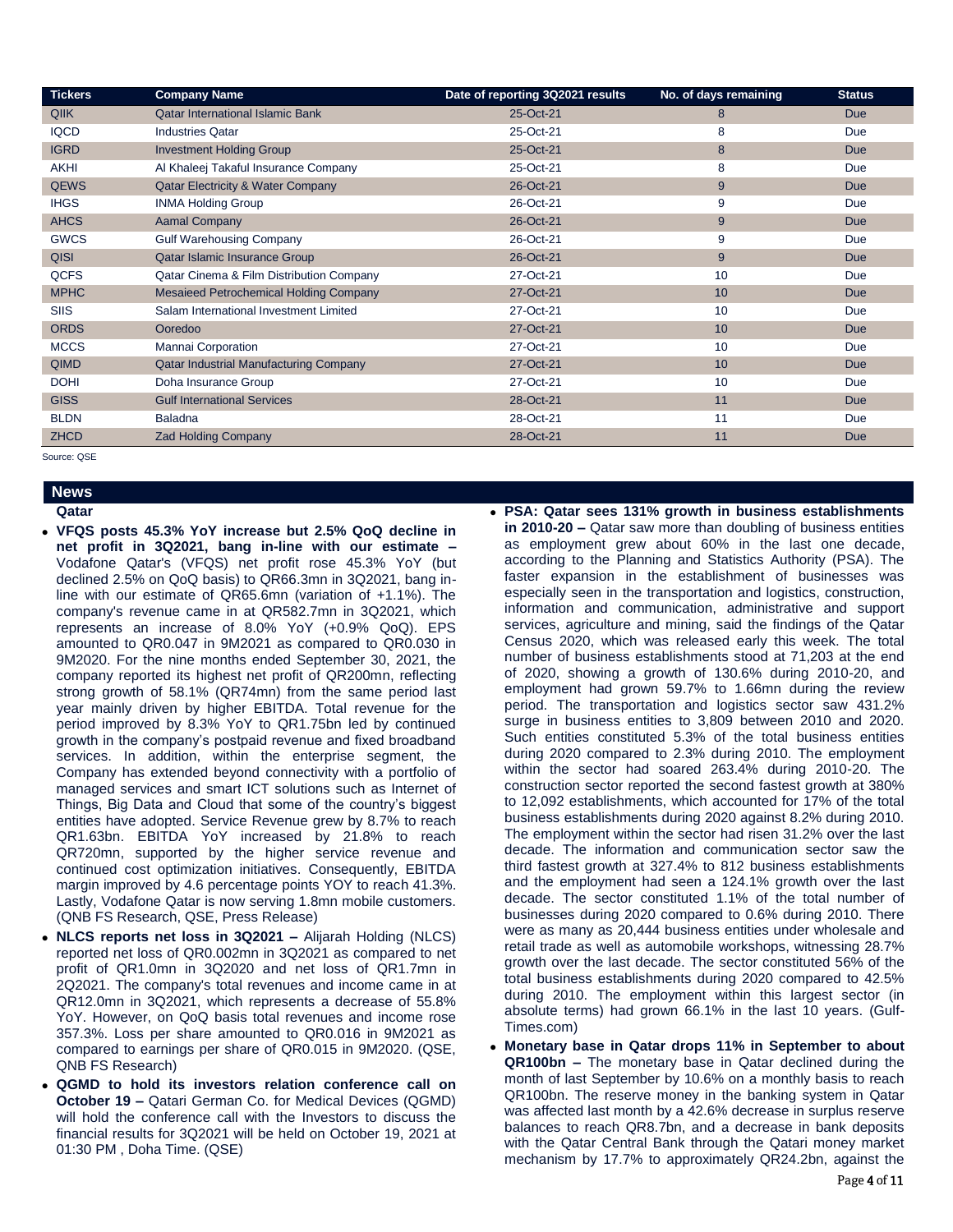| Tickers | Company Name | Date of reporting 3Q2021 results | No. of days remaining | Status |
|---|---|---|---|---|
| QIIK | Qatar International Islamic Bank | 25-Oct-21 | 8 | Due |
| IQCD | Industries Qatar | 25-Oct-21 | 8 | Due |
| IGRD | Investment Holding Group | 25-Oct-21 | 8 | Due |
| AKHI | Al Khaleej Takaful Insurance Company | 25-Oct-21 | 8 | Due |
| QEWS | Qatar Electricity & Water Company | 26-Oct-21 | 9 | Due |
| IHGS | INMA Holding Group | 26-Oct-21 | 9 | Due |
| AHCS | Aamal Company | 26-Oct-21 | 9 | Due |
| GWCS | Gulf Warehousing Company | 26-Oct-21 | 9 | Due |
| QISI | Qatar Islamic Insurance Group | 26-Oct-21 | 9 | Due |
| QCFS | Qatar Cinema & Film Distribution Company | 27-Oct-21 | 10 | Due |
| MPHC | Mesaieed Petrochemical Holding Company | 27-Oct-21 | 10 | Due |
| SIIS | Salam International Investment Limited | 27-Oct-21 | 10 | Due |
| ORDS | Ooredoo | 27-Oct-21 | 10 | Due |
| MCCS | Mannai Corporation | 27-Oct-21 | 10 | Due |
| QIMD | Qatar Industrial Manufacturing Company | 27-Oct-21 | 10 | Due |
| DOHI | Doha Insurance Group | 27-Oct-21 | 10 | Due |
| GISS | Gulf International Services | 28-Oct-21 | 11 | Due |
| BLDN | Baladna | 28-Oct-21 | 11 | Due |
| ZHCD | Zad Holding Company | 28-Oct-21 | 11 | Due |

Source: QSE

## News

### Qatar

- **VFQS posts 45.3% YoY increase but 2.5% QoQ decline in net profit in 3Q2021, bang in-line with our estimate –** Vodafone Qatar's (VFQS) net profit rose 45.3% YoY (but declined 2.5% on QoQ basis) to QR66.3mn in 3Q2021, bang in-line with our estimate of QR65.6mn (variation of +1.1%). The company's revenue came in at QR582.7mn in 3Q2021, which represents an increase of 8.0% YoY (+0.9% QoQ). EPS amounted to QR0.047 in 9M2021 as compared to QR0.030 in 9M2020. For the nine months ended September 30, 2021, the company reported its highest net profit of QR200mn, reflecting strong growth of 58.1% (QR74mn) from the same period last year mainly driven by higher EBITDA. Total revenue for the period improved by 8.3% YoY to QR1.75bn led by continued growth in the company's postpaid revenue and fixed broadband services. In addition, within the enterprise segment, the Company has extended beyond connectivity with a portfolio of managed services and smart ICT solutions such as Internet of Things, Big Data and Cloud that some of the country's biggest entities have adopted. Service Revenue grew by 8.7% to reach QR1.63bn. EBITDA YoY increased by 21.8% to reach QR720mn, supported by the higher service revenue and continued cost optimization initiatives. Consequently, EBITDA margin improved by 4.6 percentage points YOY to reach 41.3%. Lastly, Vodafone Qatar is now serving 1.8mn mobile customers. (QNB FS Research, QSE, Press Release)
- **NLCS reports net loss in 3Q2021 –** Alijarah Holding (NLCS) reported net loss of QR0.002mn in 3Q2021 as compared to net profit of QR1.0mn in 3Q2020 and net loss of QR1.7mn in 2Q2021. The company's total revenues and income came in at QR12.0mn in 3Q2021, which represents a decrease of 55.8% YoY. However, on QoQ basis total revenues and income rose 357.3%. Loss per share amounted to QR0.016 in 9M2021 as compared to earnings per share of QR0.015 in 9M2020. (QSE, QNB FS Research)
- **QGMD to hold its investors relation conference call on October 19 –** Qatari German Co. for Medical Devices (QGMD) will hold the conference call with the Investors to discuss the financial results for 3Q2021 will be held on October 19, 2021 at 01:30 PM , Doha Time. (QSE)
- **PSA: Qatar sees 131% growth in business establishments in 2010-20 –** Qatar saw more than doubling of business entities as employment grew about 60% in the last one decade, according to the Planning and Statistics Authority (PSA). The faster expansion in the establishment of businesses was especially seen in the transportation and logistics, construction, information and communication, administrative and support services, agriculture and mining, said the findings of the Qatar Census 2020, which was released early this week. The total number of business establishments stood at 71,203 at the end of 2020, showing a growth of 130.6% during 2010-20, and employment had grown 59.7% to 1.66mn during the review period. The transportation and logistics sector saw 431.2% surge in business entities to 3,809 between 2010 and 2020. Such entities constituted 5.3% of the total business entities during 2020 compared to 2.3% during 2010. The employment within the sector had soared 263.4% during 2010-20. The construction sector reported the second fastest growth at 380% to 12,092 establishments, which accounted for 17% of the total business establishments during 2020 against 8.2% during 2010. The employment within the sector had risen 31.2% over the last decade. The information and communication sector saw the third fastest growth at 327.4% to 812 business establishments and the employment had seen a 124.1% growth over the last decade. The sector constituted 1.1% of the total number of businesses during 2020 compared to 0.6% during 2010. There were as many as 20,444 business entities under wholesale and retail trade as well as automobile workshops, witnessing 28.7% growth over the last decade. The sector constituted 56% of the total business establishments during 2020 compared to 42.5% during 2010. The employment within this largest sector (in absolute terms) had grown 66.1% in the last 10 years. (Gulf-Times.com)
- **Monetary base in Qatar drops 11% in September to about QR100bn –** The monetary base in Qatar declined during the month of last September by 10.6% on a monthly basis to reach QR100bn. The reserve money in the banking system in Qatar was affected last month by a 42.6% decrease in surplus reserve balances to reach QR8.7bn, and a decrease in bank deposits with the Qatar Central Bank through the Qatari money market mechanism by 17.7% to approximately QR24.2bn, against the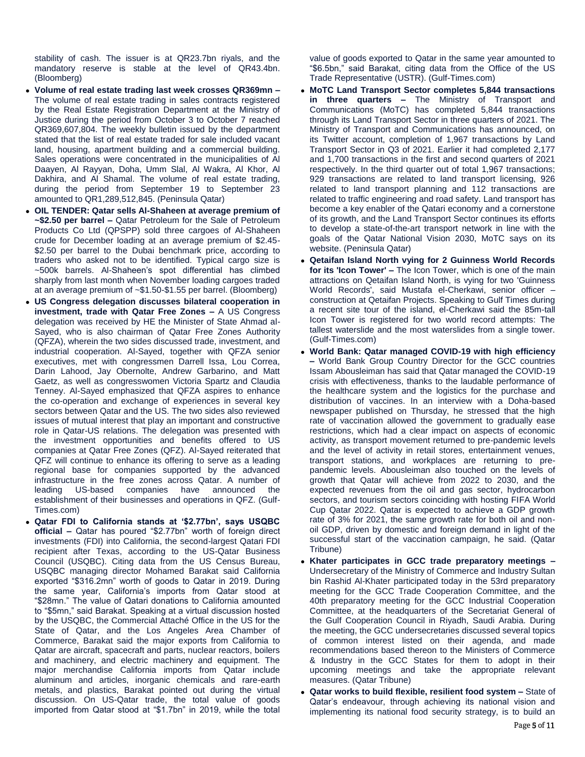stability of cash. The issuer is at QR23.7bn riyals, and the mandatory reserve is stable at the level of QR43.4bn. (Bloomberg)

- **Volume of real estate trading last week crosses QR369mn –** The volume of real estate trading in sales contracts registered by the Real Estate Registration Department at the Ministry of Justice during the period from October 3 to October 7 reached QR369,607,804. The weekly bulletin issued by the department stated that the list of real estate traded for sale included vacant land, housing, apartment building and a commercial building. Sales operations were concentrated in the municipalities of Al Daayen, Al Rayyan, Doha, Umm Slal, Al Wakra, Al Khor, Al Dakhira, and Al Shamal. The volume of real estate trading, during the period from September 19 to September 23 amounted to QR1,289,512,845. (Peninsula Qatar)
- **OIL TENDER: Qatar sells Al-Shaheen at average premium of ~$2.50 per barrel –** Qatar Petroleum for the Sale of Petroleum Products Co Ltd (QPSPP) sold three cargoes of Al-Shaheen crude for December loading at an average premium of $2.45-$2.50 per barrel to the Dubai benchmark price, according to traders who asked not to be identified. Typical cargo size is ~500k barrels. Al-Shaheen's spot differential has climbed sharply from last month when November loading cargoes traded at an average premium of ~$1.50-$1.55 per barrel. (Bloomberg)
- **US Congress delegation discusses bilateral cooperation in investment, trade with Qatar Free Zones –** A US Congress delegation was received by HE the Minister of State Ahmad al-Sayed, who is also chairman of Qatar Free Zones Authority (QFZA), wherein the two sides discussed trade, investment, and industrial cooperation. Al-Sayed, together with QFZA senior executives, met with congressmen Darrell Issa, Lou Correa, Darin Lahood, Jay Obernolte, Andrew Garbarino, and Matt Gaetz, as well as congresswomen Victoria Spartz and Claudia Tenney. Al-Sayed emphasized that QFZA aspires to enhance the co-operation and exchange of experiences in several key sectors between Qatar and the US. The two sides also reviewed issues of mutual interest that play an important and constructive role in Qatar-US relations. The delegation was presented with the investment opportunities and benefits offered to US companies at Qatar Free Zones (QFZ). Al-Sayed reiterated that QFZ will continue to enhance its offering to serve as a leading regional base for companies supported by the advanced infrastructure in the free zones across Qatar. A number of leading US-based companies have announced the establishment of their businesses and operations in QFZ. (Gulf-Times.com)
- **Qatar FDI to California stands at '$2.77bn', says USQBC official –** Qatar has poured "$2.77bn" worth of foreign direct investments (FDI) into California, the second-largest Qatari FDI recipient after Texas, according to the US-Qatar Business Council (USQBC). Citing data from the US Census Bureau, USQBC managing director Mohamed Barakat said California exported "$316.2mn" worth of goods to Qatar in 2019. During the same year, California's imports from Qatar stood at "$28mn." The value of Qatari donations to California amounted to "$5mn," said Barakat. Speaking at a virtual discussion hosted by the USQBC, the Commercial Attaché Office in the US for the State of Qatar, and the Los Angeles Area Chamber of Commerce, Barakat said the major exports from California to Qatar are aircraft, spacecraft and parts, nuclear reactors, boilers and machinery, and electric machinery and equipment. The major merchandise California imports from Qatar include aluminum and articles, inorganic chemicals and rare-earth metals, and plastics, Barakat pointed out during the virtual discussion. On US-Qatar trade, the total value of goods imported from Qatar stood at "$1.7bn" in 2019, while the total value of goods exported to Qatar in the same year amounted to "$6.5bn," said Barakat, citing data from the Office of the US Trade Representative (USTR). (Gulf-Times.com)
- **MoTC Land Transport Sector completes 5,844 transactions in three quarters –** The Ministry of Transport and Communications (MoTC) has completed 5,844 transactions through its Land Transport Sector in three quarters of 2021. The Ministry of Transport and Communications has announced, on its Twitter account, completion of 1,967 transactions by Land Transport Sector in Q3 of 2021. Earlier it had completed 2,177 and 1,700 transactions in the first and second quarters of 2021 respectively. In the third quarter out of total 1,967 transactions; 929 transactions are related to land transport licensing, 926 related to land transport planning and 112 transactions are related to traffic engineering and road safety. Land transport has become a key enabler of the Qatari economy and a cornerstone of its growth, and the Land Transport Sector continues its efforts to develop a state-of-the-art transport network in line with the goals of the Qatar National Vision 2030, MoTC says on its website. (Peninsula Qatar)
- **Qetaifan Island North vying for 2 Guinness World Records for its 'Icon Tower' –** The Icon Tower, which is one of the main attractions on Qetaifan Island North, is vying for two 'Guinness World Records', said Mustafa el-Cherkawi, senior officer – construction at Qetaifan Projects. Speaking to Gulf Times during a recent site tour of the island, el-Cherkawi said the 85m-tall Icon Tower is registered for two world record attempts: The tallest waterslide and the most waterslides from a single tower. (Gulf-Times.com)
- **World Bank: Qatar managed COVID-19 with high efficiency –** World Bank Group Country Director for the GCC countries Issam Abousleiman has said that Qatar managed the COVID-19 crisis with effectiveness, thanks to the laudable performance of the healthcare system and the logistics for the purchase and distribution of vaccines. In an interview with a Doha-based newspaper published on Thursday, he stressed that the high rate of vaccination allowed the government to gradually ease restrictions, which had a clear impact on aspects of economic activity, as transport movement returned to pre-pandemic levels and the level of activity in retail stores, entertainment venues, transport stations, and workplaces are returning to pre-pandemic levels. Abousleiman also touched on the levels of growth that Qatar will achieve from 2022 to 2030, and the expected revenues from the oil and gas sector, hydrocarbon sectors, and tourism sectors coinciding with hosting FIFA World Cup Qatar 2022. Qatar is expected to achieve a GDP growth rate of 3% for 2021, the same growth rate for both oil and non-oil GDP, driven by domestic and foreign demand in light of the successful start of the vaccination campaign, he said. (Qatar Tribune)
- **Khater participates in GCC trade preparatory meetings –** Undersecretary of the Ministry of Commerce and Industry Sultan bin Rashid Al-Khater participated today in the 53rd preparatory meeting for the GCC Trade Cooperation Committee, and the 40th preparatory meeting for the GCC Industrial Cooperation Committee, at the headquarters of the Secretariat General of the Gulf Cooperation Council in Riyadh, Saudi Arabia. During the meeting, the GCC undersecretaries discussed several topics of common interest listed on their agenda, and made recommendations based thereon to the Ministers of Commerce & Industry in the GCC States for them to adopt in their upcoming meetings and take the appropriate relevant measures. (Qatar Tribune)
- **Qatar works to build flexible, resilient food system –** State of Qatar's endeavour, through achieving its national vision and implementing its national food security strategy, is to build an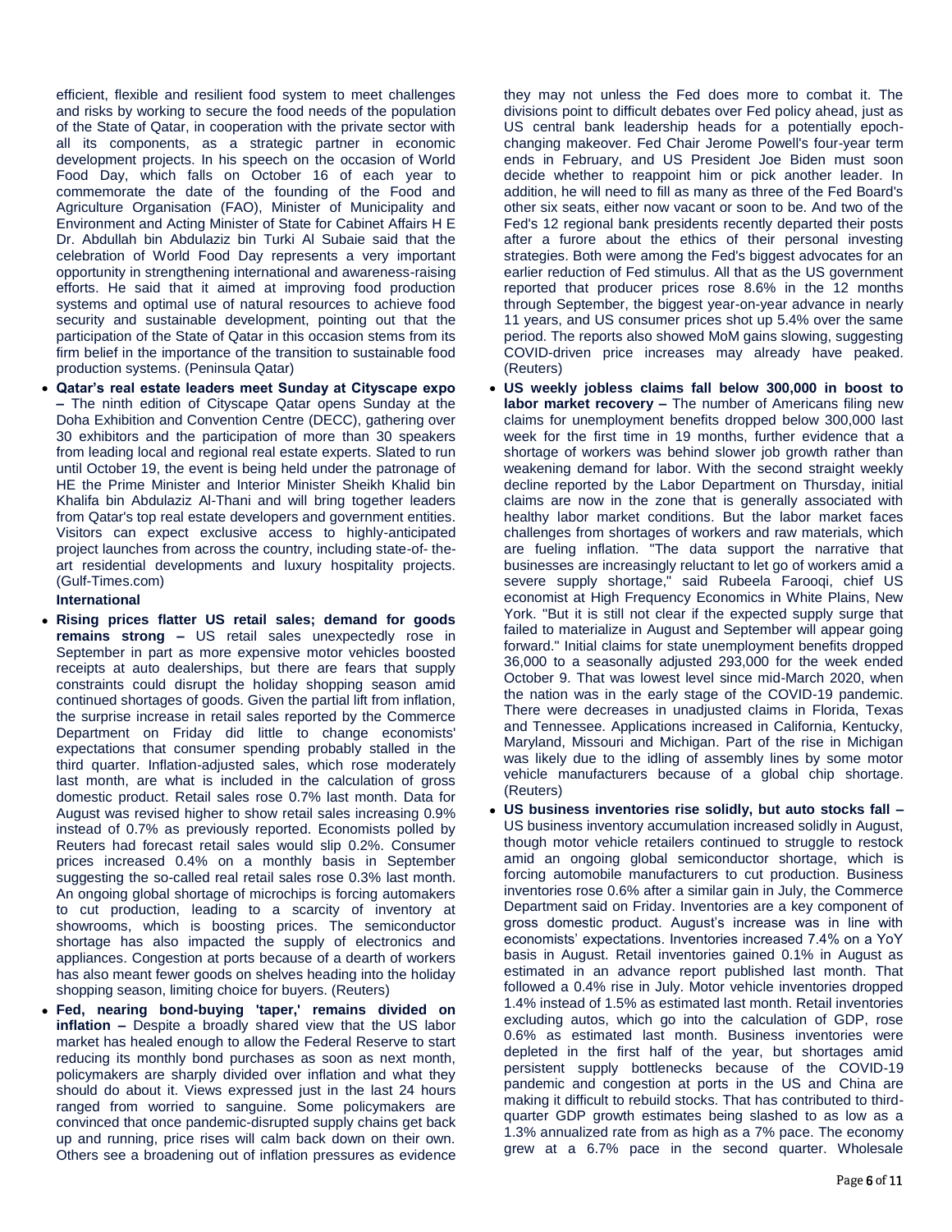efficient, flexible and resilient food system to meet challenges and risks by working to secure the food needs of the population of the State of Qatar, in cooperation with the private sector with all its components, as a strategic partner in economic development projects. In his speech on the occasion of World Food Day, which falls on October 16 of each year to commemorate the date of the founding of the Food and Agriculture Organisation (FAO), Minister of Municipality and Environment and Acting Minister of State for Cabinet Affairs H E Dr. Abdullah bin Abdulaziz bin Turki Al Subaie said that the celebration of World Food Day represents a very important opportunity in strengthening international and awareness-raising efforts. He said that it aimed at improving food production systems and optimal use of natural resources to achieve food security and sustainable development, pointing out that the participation of the State of Qatar in this occasion stems from its firm belief in the importance of the transition to sustainable food production systems. (Peninsula Qatar)

- **Qatar's real estate leaders meet Sunday at Cityscape expo –** The ninth edition of Cityscape Qatar opens Sunday at the Doha Exhibition and Convention Centre (DECC), gathering over 30 exhibitors and the participation of more than 30 speakers from leading local and regional real estate experts. Slated to run until October 19, the event is being held under the patronage of HE the Prime Minister and Interior Minister Sheikh Khalid bin Khalifa bin Abdulaziz Al-Thani and will bring together leaders from Qatar's top real estate developers and government entities. Visitors can expect exclusive access to highly-anticipated project launches from across the country, including state-of- the-art residential developments and luxury hospitality projects. (Gulf-Times.com)

**International**

- **Rising prices flatter US retail sales; demand for goods remains strong –** US retail sales unexpectedly rose in September in part as more expensive motor vehicles boosted receipts at auto dealerships, but there are fears that supply constraints could disrupt the holiday shopping season amid continued shortages of goods. Given the partial lift from inflation, the surprise increase in retail sales reported by the Commerce Department on Friday did little to change economists' expectations that consumer spending probably stalled in the third quarter. Inflation-adjusted sales, which rose moderately last month, are what is included in the calculation of gross domestic product. Retail sales rose 0.7% last month. Data for August was revised higher to show retail sales increasing 0.9% instead of 0.7% as previously reported. Economists polled by Reuters had forecast retail sales would slip 0.2%. Consumer prices increased 0.4% on a monthly basis in September suggesting the so-called real retail sales rose 0.3% last month. An ongoing global shortage of microchips is forcing automakers to cut production, leading to a scarcity of inventory at showrooms, which is boosting prices. The semiconductor shortage has also impacted the supply of electronics and appliances. Congestion at ports because of a dearth of workers has also meant fewer goods on shelves heading into the holiday shopping season, limiting choice for buyers. (Reuters)

- **Fed, nearing bond-buying 'taper,' remains divided on inflation –** Despite a broadly shared view that the US labor market has healed enough to allow the Federal Reserve to start reducing its monthly bond purchases as soon as next month, policymakers are sharply divided over inflation and what they should do about it. Views expressed just in the last 24 hours ranged from worried to sanguine. Some policymakers are convinced that once pandemic-disrupted supply chains get back up and running, price rises will calm back down on their own. Others see a broadening out of inflation pressures as evidence they may not unless the Fed does more to combat it. The divisions point to difficult debates over Fed policy ahead, just as US central bank leadership heads for a potentially epoch-changing makeover. Fed Chair Jerome Powell's four-year term ends in February, and US President Joe Biden must soon decide whether to reappoint him or pick another leader. In addition, he will need to fill as many as three of the Fed Board's other six seats, either now vacant or soon to be. And two of the Fed's 12 regional bank presidents recently departed their posts after a furore about the ethics of their personal investing strategies. Both were among the Fed's biggest advocates for an earlier reduction of Fed stimulus. All that as the US government reported that producer prices rose 8.6% in the 12 months through September, the biggest year-on-year advance in nearly 11 years, and US consumer prices shot up 5.4% over the same period. The reports also showed MoM gains slowing, suggesting COVID-driven price increases may already have peaked. (Reuters)

- **US weekly jobless claims fall below 300,000 in boost to labor market recovery –** The number of Americans filing new claims for unemployment benefits dropped below 300,000 last week for the first time in 19 months, further evidence that a shortage of workers was behind slower job growth rather than weakening demand for labor. With the second straight weekly decline reported by the Labor Department on Thursday, initial claims are now in the zone that is generally associated with healthy labor market conditions. But the labor market faces challenges from shortages of workers and raw materials, which are fueling inflation. "The data support the narrative that businesses are increasingly reluctant to let go of workers amid a severe supply shortage," said Rubeela Farooqi, chief US economist at High Frequency Economics in White Plains, New York. "But it is still not clear if the expected supply surge that failed to materialize in August and September will appear going forward." Initial claims for state unemployment benefits dropped 36,000 to a seasonally adjusted 293,000 for the week ended October 9. That was lowest level since mid-March 2020, when the nation was in the early stage of the COVID-19 pandemic. There were decreases in unadjusted claims in Florida, Texas and Tennessee. Applications increased in California, Kentucky, Maryland, Missouri and Michigan. Part of the rise in Michigan was likely due to the idling of assembly lines by some motor vehicle manufacturers because of a global chip shortage. (Reuters)

- **US business inventories rise solidly, but auto stocks fall –** US business inventory accumulation increased solidly in August, though motor vehicle retailers continued to struggle to restock amid an ongoing global semiconductor shortage, which is forcing automobile manufacturers to cut production. Business inventories rose 0.6% after a similar gain in July, the Commerce Department said on Friday. Inventories are a key component of gross domestic product. August's increase was in line with economists' expectations. Inventories increased 7.4% on a YoY basis in August. Retail inventories gained 0.1% in August as estimated in an advance report published last month. That followed a 0.4% rise in July. Motor vehicle inventories dropped 1.4% instead of 1.5% as estimated last month. Retail inventories excluding autos, which go into the calculation of GDP, rose 0.6% as estimated last month. Business inventories were depleted in the first half of the year, but shortages amid persistent supply bottlenecks because of the COVID-19 pandemic and congestion at ports in the US and China are making it difficult to rebuild stocks. That has contributed to third-quarter GDP growth estimates being slashed to as low as a 1.3% annualized rate from as high as a 7% pace. The economy grew at a 6.7% pace in the second quarter. Wholesale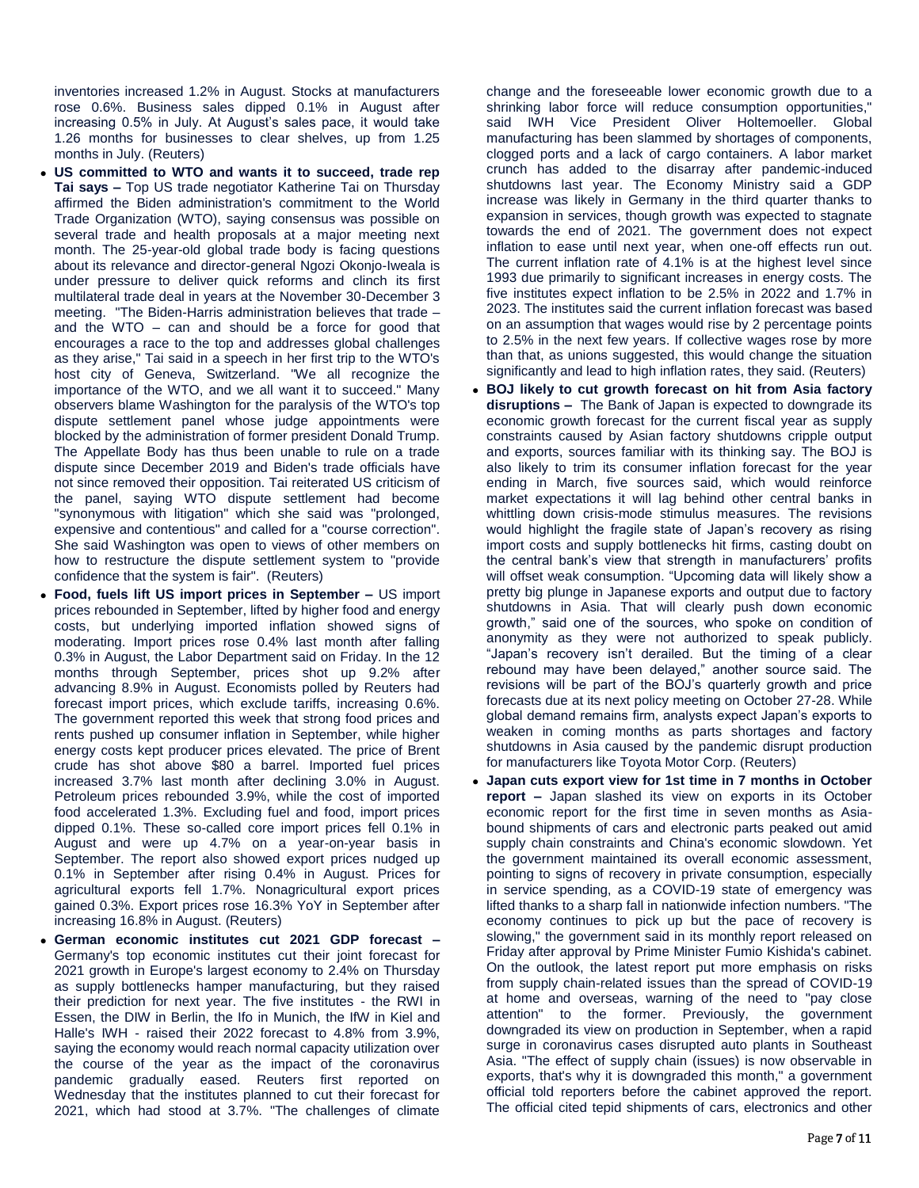inventories increased 1.2% in August. Stocks at manufacturers rose 0.6%. Business sales dipped 0.1% in August after increasing 0.5% in July. At August's sales pace, it would take 1.26 months for businesses to clear shelves, up from 1.25 months in July. (Reuters)

- **US committed to WTO and wants it to succeed, trade rep Tai says –** Top US trade negotiator Katherine Tai on Thursday affirmed the Biden administration's commitment to the World Trade Organization (WTO), saying consensus was possible on several trade and health proposals at a major meeting next month. The 25-year-old global trade body is facing questions about its relevance and director-general Ngozi Okonjo-Iweala is under pressure to deliver quick reforms and clinch its first multilateral trade deal in years at the November 30-December 3 meeting. "The Biden-Harris administration believes that trade – and the WTO – can and should be a force for good that encourages a race to the top and addresses global challenges as they arise," Tai said in a speech in her first trip to the WTO's host city of Geneva, Switzerland. "We all recognize the importance of the WTO, and we all want it to succeed." Many observers blame Washington for the paralysis of the WTO's top dispute settlement panel whose judge appointments were blocked by the administration of former president Donald Trump. The Appellate Body has thus been unable to rule on a trade dispute since December 2019 and Biden's trade officials have not since removed their opposition. Tai reiterated US criticism of the panel, saying WTO dispute settlement had become "synonymous with litigation" which she said was "prolonged, expensive and contentious" and called for a "course correction". She said Washington was open to views of other members on how to restructure the dispute settlement system to "provide confidence that the system is fair". (Reuters)
- **Food, fuels lift US import prices in September –** US import prices rebounded in September, lifted by higher food and energy costs, but underlying imported inflation showed signs of moderating. Import prices rose 0.4% last month after falling 0.3% in August, the Labor Department said on Friday. In the 12 months through September, prices shot up 9.2% after advancing 8.9% in August. Economists polled by Reuters had forecast import prices, which exclude tariffs, increasing 0.6%. The government reported this week that strong food prices and rents pushed up consumer inflation in September, while higher energy costs kept producer prices elevated. The price of Brent crude has shot above $80 a barrel. Imported fuel prices increased 3.7% last month after declining 3.0% in August. Petroleum prices rebounded 3.9%, while the cost of imported food accelerated 1.3%. Excluding fuel and food, import prices dipped 0.1%. These so-called core import prices fell 0.1% in August and were up 4.7% on a year-on-year basis in September. The report also showed export prices nudged up 0.1% in September after rising 0.4% in August. Prices for agricultural exports fell 1.7%. Nonagricultural export prices gained 0.3%. Export prices rose 16.3% YoY in September after increasing 16.8% in August. (Reuters)
- **German economic institutes cut 2021 GDP forecast –** Germany's top economic institutes cut their joint forecast for 2021 growth in Europe's largest economy to 2.4% on Thursday as supply bottlenecks hamper manufacturing, but they raised their prediction for next year. The five institutes - the RWI in Essen, the DIW in Berlin, the Ifo in Munich, the IfW in Kiel and Halle's IWH - raised their 2022 forecast to 4.8% from 3.9%, saying the economy would reach normal capacity utilization over the course of the year as the impact of the coronavirus pandemic gradually eased. Reuters first reported on Wednesday that the institutes planned to cut their forecast for 2021, which had stood at 3.7%. "The challenges of climate change and the foreseeable lower economic growth due to a shrinking labor force will reduce consumption opportunities," said IWH Vice President Oliver Holtemoeller. Global manufacturing has been slammed by shortages of components, clogged ports and a lack of cargo containers. A labor market crunch has added to the disarray after pandemic-induced shutdowns last year. The Economy Ministry said a GDP increase was likely in Germany in the third quarter thanks to expansion in services, though growth was expected to stagnate towards the end of 2021. The government does not expect inflation to ease until next year, when one-off effects run out. The current inflation rate of 4.1% is at the highest level since 1993 due primarily to significant increases in energy costs. The five institutes expect inflation to be 2.5% in 2022 and 1.7% in 2023. The institutes said the current inflation forecast was based on an assumption that wages would rise by 2 percentage points to 2.5% in the next few years. If collective wages rose by more than that, as unions suggested, this would change the situation significantly and lead to high inflation rates, they said. (Reuters)
- **BOJ likely to cut growth forecast on hit from Asia factory disruptions –** The Bank of Japan is expected to downgrade its economic growth forecast for the current fiscal year as supply constraints caused by Asian factory shutdowns cripple output and exports, sources familiar with its thinking say. The BOJ is also likely to trim its consumer inflation forecast for the year ending in March, five sources said, which would reinforce market expectations it will lag behind other central banks in whittling down crisis-mode stimulus measures. The revisions would highlight the fragile state of Japan's recovery as rising import costs and supply bottlenecks hit firms, casting doubt on the central bank's view that strength in manufacturers' profits will offset weak consumption. "Upcoming data will likely show a pretty big plunge in Japanese exports and output due to factory shutdowns in Asia. That will clearly push down economic growth," said one of the sources, who spoke on condition of anonymity as they were not authorized to speak publicly. "Japan's recovery isn't derailed. But the timing of a clear rebound may have been delayed," another source said. The revisions will be part of the BOJ's quarterly growth and price forecasts due at its next policy meeting on October 27-28. While global demand remains firm, analysts expect Japan's exports to weaken in coming months as parts shortages and factory shutdowns in Asia caused by the pandemic disrupt production for manufacturers like Toyota Motor Corp. (Reuters)
- **Japan cuts export view for 1st time in 7 months in October report –** Japan slashed its view on exports in its October economic report for the first time in seven months as Asia-bound shipments of cars and electronic parts peaked out amid supply chain constraints and China's economic slowdown. Yet the government maintained its overall economic assessment, pointing to signs of recovery in private consumption, especially in service spending, as a COVID-19 state of emergency was lifted thanks to a sharp fall in nationwide infection numbers. "The economy continues to pick up but the pace of recovery is slowing," the government said in its monthly report released on Friday after approval by Prime Minister Fumio Kishida's cabinet. On the outlook, the latest report put more emphasis on risks from supply chain-related issues than the spread of COVID-19 at home and overseas, warning of the need to "pay close attention" to the former. Previously, the government downgraded its view on production in September, when a rapid surge in coronavirus cases disrupted auto plants in Southeast Asia. "The effect of supply chain (issues) is now observable in exports, that's why it is downgraded this month," a government official told reporters before the cabinet approved the report. The official cited tepid shipments of cars, electronics and other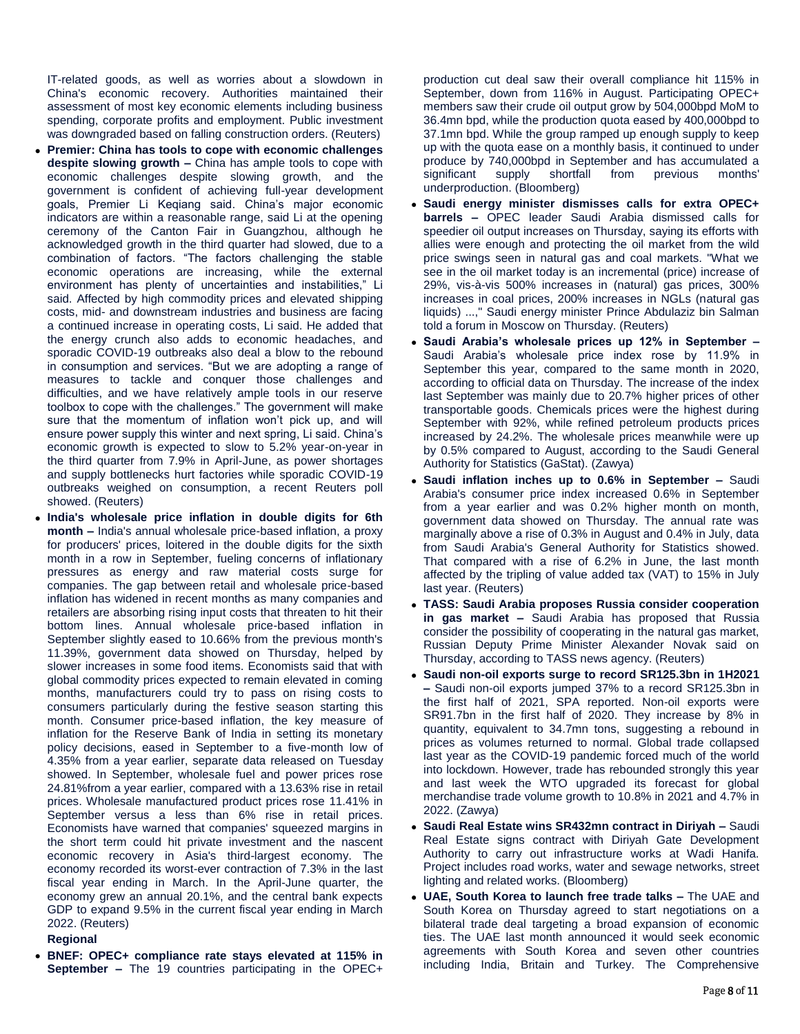IT-related goods, as well as worries about a slowdown in China's economic recovery. Authorities maintained their assessment of most key economic elements including business spending, corporate profits and employment. Public investment was downgraded based on falling construction orders. (Reuters)

- **Premier: China has tools to cope with economic challenges despite slowing growth –** China has ample tools to cope with economic challenges despite slowing growth, and the government is confident of achieving full-year development goals, Premier Li Keqiang said. China's major economic indicators are within a reasonable range, said Li at the opening ceremony of the Canton Fair in Guangzhou, although he acknowledged growth in the third quarter had slowed, due to a combination of factors. "The factors challenging the stable economic operations are increasing, while the external environment has plenty of uncertainties and instabilities," Li said. Affected by high commodity prices and elevated shipping costs, mid- and downstream industries and business are facing a continued increase in operating costs, Li said. He added that the energy crunch also adds to economic headaches, and sporadic COVID-19 outbreaks also deal a blow to the rebound in consumption and services. "But we are adopting a range of measures to tackle and conquer those challenges and difficulties, and we have relatively ample tools in our reserve toolbox to cope with the challenges." The government will make sure that the momentum of inflation won't pick up, and will ensure power supply this winter and next spring, Li said. China's economic growth is expected to slow to 5.2% year-on-year in the third quarter from 7.9% in April-June, as power shortages and supply bottlenecks hurt factories while sporadic COVID-19 outbreaks weighed on consumption, a recent Reuters poll showed. (Reuters)
- **India's wholesale price inflation in double digits for 6th month –** India's annual wholesale price-based inflation, a proxy for producers' prices, loitered in the double digits for the sixth month in a row in September, fueling concerns of inflationary pressures as energy and raw material costs surge for companies. The gap between retail and wholesale price-based inflation has widened in recent months as many companies and retailers are absorbing rising input costs that threaten to hit their bottom lines. Annual wholesale price-based inflation in September slightly eased to 10.66% from the previous month's 11.39%, government data showed on Thursday, helped by slower increases in some food items. Economists said that with global commodity prices expected to remain elevated in coming months, manufacturers could try to pass on rising costs to consumers particularly during the festive season starting this month. Consumer price-based inflation, the key measure of inflation for the Reserve Bank of India in setting its monetary policy decisions, eased in September to a five-month low of 4.35% from a year earlier, separate data released on Tuesday showed. In September, wholesale fuel and power prices rose 24.81%from a year earlier, compared with a 13.63% rise in retail prices. Wholesale manufactured product prices rose 11.41% in September versus a less than 6% rise in retail prices. Economists have warned that companies' squeezed margins in the short term could hit private investment and the nascent economic recovery in Asia's third-largest economy. The economy recorded its worst-ever contraction of 7.3% in the last fiscal year ending in March. In the April-June quarter, the economy grew an annual 20.1%, and the central bank expects GDP to expand 9.5% in the current fiscal year ending in March 2022. (Reuters)

**Regional**

- **BNEF: OPEC+ compliance rate stays elevated at 115% in September –** The 19 countries participating in the OPEC+ production cut deal saw their overall compliance hit 115% in September, down from 116% in August. Participating OPEC+ members saw their crude oil output grow by 504,000bpd MoM to 36.4mn bpd, while the production quota eased by 400,000bpd to 37.1mn bpd. While the group ramped up enough supply to keep up with the quota ease on a monthly basis, it continued to under produce by 740,000bpd in September and has accumulated a significant supply shortfall from previous months' underproduction. (Bloomberg)
- **Saudi energy minister dismisses calls for extra OPEC+ barrels –** OPEC leader Saudi Arabia dismissed calls for speedier oil output increases on Thursday, saying its efforts with allies were enough and protecting the oil market from the wild price swings seen in natural gas and coal markets. "What we see in the oil market today is an incremental (price) increase of 29%, vis-à-vis 500% increases in (natural) gas prices, 300% increases in coal prices, 200% increases in NGLs (natural gas liquids) ...," Saudi energy minister Prince Abdulaziz bin Salman told a forum in Moscow on Thursday. (Reuters)
- **Saudi Arabia's wholesale prices up 12% in September –** Saudi Arabia's wholesale price index rose by 11.9% in September this year, compared to the same month in 2020, according to official data on Thursday. The increase of the index last September was mainly due to 20.7% higher prices of other transportable goods. Chemicals prices were the highest during September with 92%, while refined petroleum products prices increased by 24.2%. The wholesale prices meanwhile were up by 0.5% compared to August, according to the Saudi General Authority for Statistics (GaStat). (Zawya)
- **Saudi inflation inches up to 0.6% in September –** Saudi Arabia's consumer price index increased 0.6% in September from a year earlier and was 0.2% higher month on month, government data showed on Thursday. The annual rate was marginally above a rise of 0.3% in August and 0.4% in July, data from Saudi Arabia's General Authority for Statistics showed. That compared with a rise of 6.2% in June, the last month affected by the tripling of value added tax (VAT) to 15% in July last year. (Reuters)
- **TASS: Saudi Arabia proposes Russia consider cooperation in gas market –** Saudi Arabia has proposed that Russia consider the possibility of cooperating in the natural gas market, Russian Deputy Prime Minister Alexander Novak said on Thursday, according to TASS news agency. (Reuters)
- **Saudi non-oil exports surge to record SR125.3bn in 1H2021 –** Saudi non-oil exports jumped 37% to a record SR125.3bn in the first half of 2021, SPA reported. Non-oil exports were SR91.7bn in the first half of 2020. They increase by 8% in quantity, equivalent to 34.7mn tons, suggesting a rebound in prices as volumes returned to normal. Global trade collapsed last year as the COVID-19 pandemic forced much of the world into lockdown. However, trade has rebounded strongly this year and last week the WTO upgraded its forecast for global merchandise trade volume growth to 10.8% in 2021 and 4.7% in 2022. (Zawya)
- **Saudi Real Estate wins SR432mn contract in Diriyah –** Saudi Real Estate signs contract with Diriyah Gate Development Authority to carry out infrastructure works at Wadi Hanifa. Project includes road works, water and sewage networks, street lighting and related works. (Bloomberg)
- **UAE, South Korea to launch free trade talks –** The UAE and South Korea on Thursday agreed to start negotiations on a bilateral trade deal targeting a broad expansion of economic ties. The UAE last month announced it would seek economic agreements with South Korea and seven other countries including India, Britain and Turkey. The Comprehensive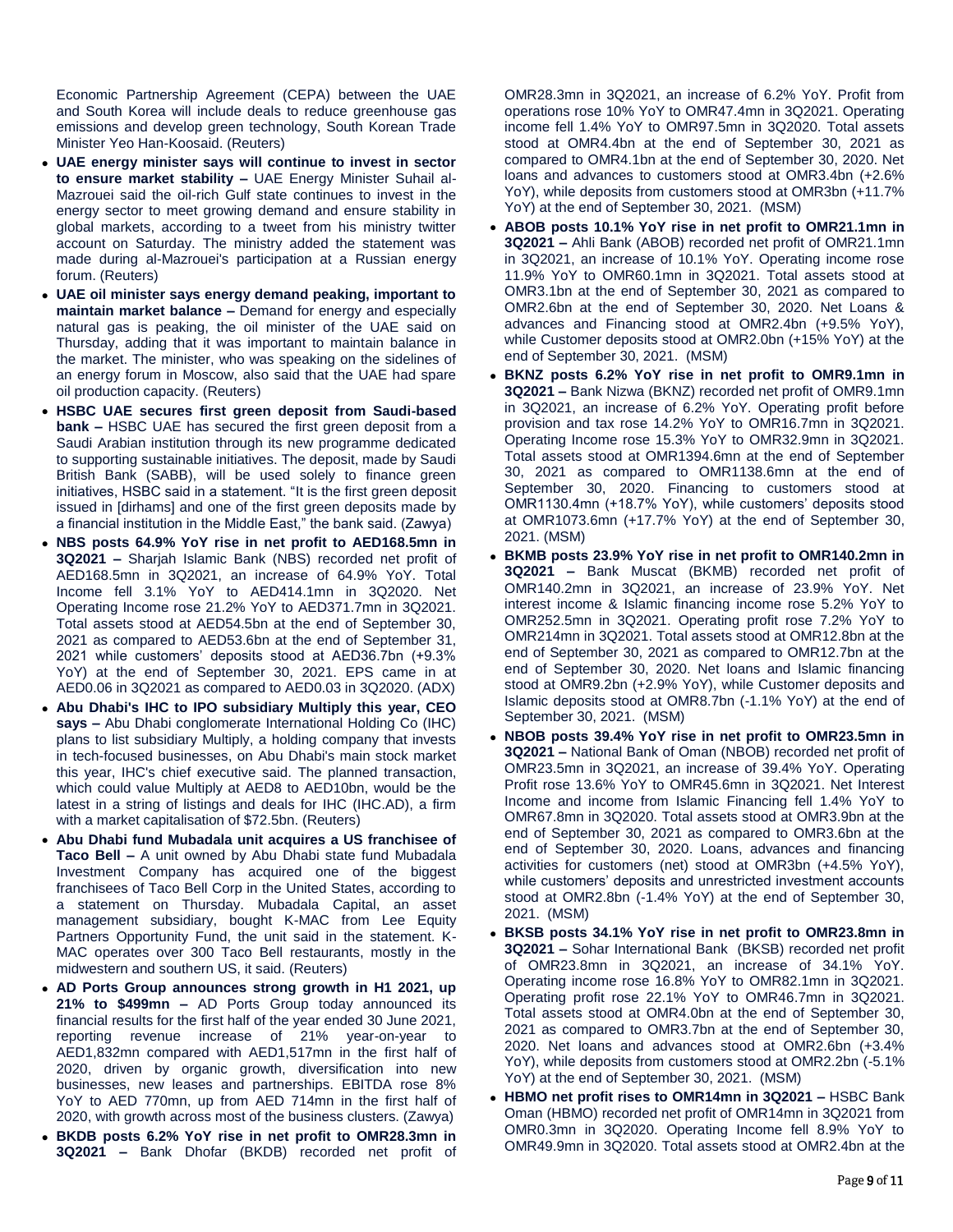Economic Partnership Agreement (CEPA) between the UAE and South Korea will include deals to reduce greenhouse gas emissions and develop green technology, South Korean Trade Minister Yeo Han-Koosaid. (Reuters)

- **UAE energy minister says will continue to invest in sector to ensure market stability –** UAE Energy Minister Suhail al-Mazrouei said the oil-rich Gulf state continues to invest in the energy sector to meet growing demand and ensure stability in global markets, according to a tweet from his ministry twitter account on Saturday. The ministry added the statement was made during al-Mazrouei's participation at a Russian energy forum. (Reuters)
- **UAE oil minister says energy demand peaking, important to maintain market balance –** Demand for energy and especially natural gas is peaking, the oil minister of the UAE said on Thursday, adding that it was important to maintain balance in the market. The minister, who was speaking on the sidelines of an energy forum in Moscow, also said that the UAE had spare oil production capacity. (Reuters)
- **HSBC UAE secures first green deposit from Saudi-based bank –** HSBC UAE has secured the first green deposit from a Saudi Arabian institution through its new programme dedicated to supporting sustainable initiatives. The deposit, made by Saudi British Bank (SABB), will be used solely to finance green initiatives, HSBC said in a statement. "It is the first green deposit issued in [dirhams] and one of the first green deposits made by a financial institution in the Middle East," the bank said. (Zawya)
- **NBS posts 64.9% YoY rise in net profit to AED168.5mn in 3Q2021 –** Sharjah Islamic Bank (NBS) recorded net profit of AED168.5mn in 3Q2021, an increase of 64.9% YoY. Total Income fell 3.1% YoY to AED414.1mn in 3Q2020. Net Operating Income rose 21.2% YoY to AED371.7mn in 3Q2021. Total assets stood at AED54.5bn at the end of September 30, 2021 as compared to AED53.6bn at the end of September 31, 2021 while customers' deposits stood at AED36.7bn (+9.3% YoY) at the end of September 30, 2021. EPS came in at AED0.06 in 3Q2021 as compared to AED0.03 in 3Q2020. (ADX)
- **Abu Dhabi's IHC to IPO subsidiary Multiply this year, CEO says –** Abu Dhabi conglomerate International Holding Co (IHC) plans to list subsidiary Multiply, a holding company that invests in tech-focused businesses, on Abu Dhabi's main stock market this year, IHC's chief executive said. The planned transaction, which could value Multiply at AED8 to AED10bn, would be the latest in a string of listings and deals for IHC (IHC.AD), a firm with a market capitalisation of $72.5bn. (Reuters)
- **Abu Dhabi fund Mubadala unit acquires a US franchisee of Taco Bell –** A unit owned by Abu Dhabi state fund Mubadala Investment Company has acquired one of the biggest franchisees of Taco Bell Corp in the United States, according to a statement on Thursday. Mubadala Capital, an asset management subsidiary, bought K-MAC from Lee Equity Partners Opportunity Fund, the unit said in the statement. K-MAC operates over 300 Taco Bell restaurants, mostly in the midwestern and southern US, it said. (Reuters)
- **AD Ports Group announces strong growth in H1 2021, up 21% to $499mn –** AD Ports Group today announced its financial results for the first half of the year ended 30 June 2021, reporting revenue increase of 21% year-on-year to AED1,832mn compared with AED1,517mn in the first half of 2020, driven by organic growth, diversification into new businesses, new leases and partnerships. EBITDA rose 8% YoY to AED 770mn, up from AED 714mn in the first half of 2020, with growth across most of the business clusters. (Zawya)
- **BKDB posts 6.2% YoY rise in net profit to OMR28.3mn in 3Q2021 –** Bank Dhofar (BKDB) recorded net profit of OMR28.3mn in 3Q2021, an increase of 6.2% YoY. Profit from operations rose 10% YoY to OMR47.4mn in 3Q2021. Operating income fell 1.4% YoY to OMR97.5mn in 3Q2020. Total assets stood at OMR4.4bn at the end of September 30, 2021 as compared to OMR4.1bn at the end of September 30, 2020. Net loans and advances to customers stood at OMR3.4bn (+2.6% YoY), while deposits from customers stood at OMR3bn (+11.7% YoY) at the end of September 30, 2021. (MSM)
- **ABOB posts 10.1% YoY rise in net profit to OMR21.1mn in 3Q2021 –** Ahli Bank (ABOB) recorded net profit of OMR21.1mn in 3Q2021, an increase of 10.1% YoY. Operating income rose 11.9% YoY to OMR60.1mn in 3Q2021. Total assets stood at OMR3.1bn at the end of September 30, 2021 as compared to OMR2.6bn at the end of September 30, 2020. Net Loans & advances and Financing stood at OMR2.4bn (+9.5% YoY), while Customer deposits stood at OMR2.0bn (+15% YoY) at the end of September 30, 2021. (MSM)
- **BKNZ posts 6.2% YoY rise in net profit to OMR9.1mn in 3Q2021 –** Bank Nizwa (BKNZ) recorded net profit of OMR9.1mn in 3Q2021, an increase of 6.2% YoY. Operating profit before provision and tax rose 14.2% YoY to OMR16.7mn in 3Q2021. Operating Income rose 15.3% YoY to OMR32.9mn in 3Q2021. Total assets stood at OMR1394.6mn at the end of September 30, 2021 as compared to OMR1138.6mn at the end of September 30, 2020. Financing to customers stood at OMR1130.4mn (+18.7% YoY), while customers' deposits stood at OMR1073.6mn (+17.7% YoY) at the end of September 30, 2021. (MSM)
- **BKMB posts 23.9% YoY rise in net profit to OMR140.2mn in 3Q2021 –** Bank Muscat (BKMB) recorded net profit of OMR140.2mn in 3Q2021, an increase of 23.9% YoY. Net interest income & Islamic financing income rose 5.2% YoY to OMR252.5mn in 3Q2021. Operating profit rose 7.2% YoY to OMR214mn in 3Q2021. Total assets stood at OMR12.8bn at the end of September 30, 2021 as compared to OMR12.7bn at the end of September 30, 2020. Net loans and Islamic financing stood at OMR9.2bn (+2.9% YoY), while Customer deposits and Islamic deposits stood at OMR8.7bn (-1.1% YoY) at the end of September 30, 2021. (MSM)
- **NBOB posts 39.4% YoY rise in net profit to OMR23.5mn in 3Q2021 –** National Bank of Oman (NBOB) recorded net profit of OMR23.5mn in 3Q2021, an increase of 39.4% YoY. Operating Profit rose 13.6% YoY to OMR45.6mn in 3Q2021. Net Interest Income and income from Islamic Financing fell 1.4% YoY to OMR67.8mn in 3Q2020. Total assets stood at OMR3.9bn at the end of September 30, 2021 as compared to OMR3.6bn at the end of September 30, 2020. Loans, advances and financing activities for customers (net) stood at OMR3bn (+4.5% YoY), while customers' deposits and unrestricted investment accounts stood at OMR2.8bn (-1.4% YoY) at the end of September 30, 2021. (MSM)
- **BKSB posts 34.1% YoY rise in net profit to OMR23.8mn in 3Q2021 –** Sohar International Bank (BKSB) recorded net profit of OMR23.8mn in 3Q2021, an increase of 34.1% YoY. Operating income rose 16.8% YoY to OMR82.1mn in 3Q2021. Operating profit rose 22.1% YoY to OMR46.7mn in 3Q2021. Total assets stood at OMR4.0bn at the end of September 30, 2021 as compared to OMR3.7bn at the end of September 30, 2020. Net loans and advances stood at OMR2.6bn (+3.4% YoY), while deposits from customers stood at OMR2.2bn (-5.1% YoY) at the end of September 30, 2021. (MSM)
- **HBMO net profit rises to OMR14mn in 3Q2021 –** HSBC Bank Oman (HBMO) recorded net profit of OMR14mn in 3Q2021 from OMR0.3mn in 3Q2020. Operating Income fell 8.9% YoY to OMR49.9mn in 3Q2020. Total assets stood at OMR2.4bn at the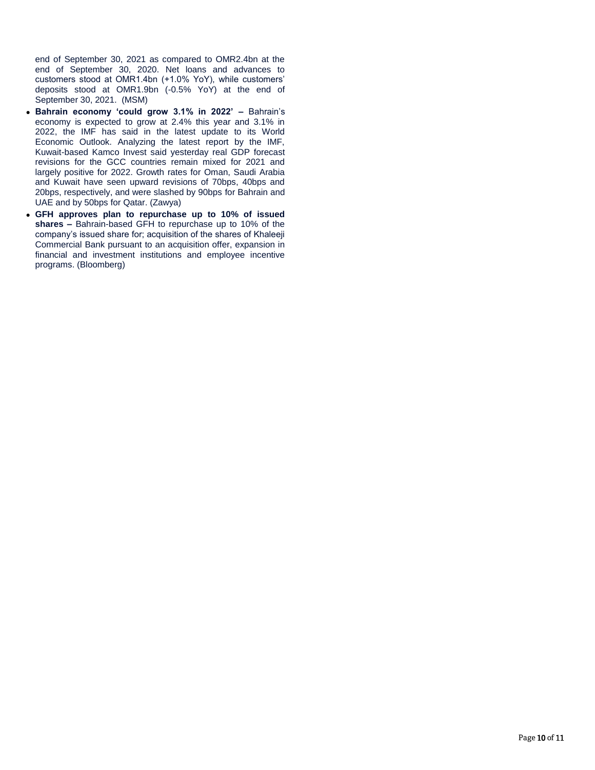end of September 30, 2021 as compared to OMR2.4bn at the end of September 30, 2020. Net loans and advances to customers stood at OMR1.4bn (+1.0% YoY), while customers' deposits stood at OMR1.9bn (-0.5% YoY) at the end of September 30, 2021. (MSM)

- **Bahrain economy 'could grow 3.1% in 2022' –** Bahrain's economy is expected to grow at 2.4% this year and 3.1% in 2022, the IMF has said in the latest update to its World Economic Outlook. Analyzing the latest report by the IMF, Kuwait-based Kamco Invest said yesterday real GDP forecast revisions for the GCC countries remain mixed for 2021 and largely positive for 2022. Growth rates for Oman, Saudi Arabia and Kuwait have seen upward revisions of 70bps, 40bps and 20bps, respectively, and were slashed by 90bps for Bahrain and UAE and by 50bps for Qatar. (Zawya)
- **GFH approves plan to repurchase up to 10% of issued shares –** Bahrain-based GFH to repurchase up to 10% of the company's issued share for; acquisition of the shares of Khaleeji Commercial Bank pursuant to an acquisition offer, expansion in financial and investment institutions and employee incentive programs. (Bloomberg)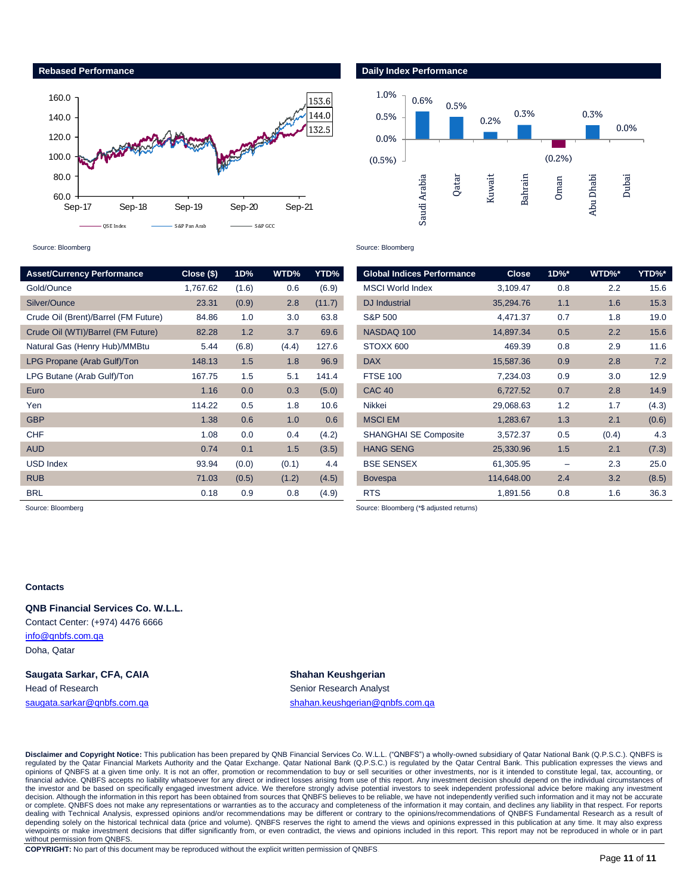### Rebased Performance

160.0
140.0
120.0
100.0
80.0
60.0

Sep-17 Sep-18 Sep-19 Sep-20 Sep-21

153.6
144.0
132.5

QSE Index S&P Pan Arab S&P GCC

Source: Bloomberg

### Daily Index Performance

1.0%
0.5%
0.0%
(0.5%)

0.6% 0.5% 0.2% 0.3% (0.2%) 0.3% 0.0%

Saudi Arabia Qatar Kuwait Bahrain Oman Abu Dhabi Dubai

Source: Bloomberg

| Asset/Currency Performance | Close ($) | 1D% | WTD% | YTD% |
|---|---|---|---|---|
| Gold/Ounce | 1,767.62 | (1.6) | 0.6 | (6.9) |
| Silver/Ounce | 23.31 | (0.9) | 2.8 | (11.7) |
| Crude Oil (Brent)/Barrel (FM Future) | 84.86 | 1.0 | 3.0 | 63.8 |
| Crude Oil (WTI)/Barrel (FM Future) | 82.28 | 1.2 | 3.7 | 69.6 |
| Natural Gas (Henry Hub)/MMBtu | 5.44 | (6.8) | (4.4) | 127.6 |
| LPG Propane (Arab Gulf)/Ton | 148.13 | 1.5 | 1.8 | 96.9 |
| LPG Butane (Arab Gulf)/Ton | 167.75 | 1.5 | 5.1 | 141.4 |
| Euro | 1.16 | 0.0 | 0.3 | (5.0) |
| Yen | 114.22 | 0.5 | 1.8 | 10.6 |
| GBP | 1.38 | 0.6 | 1.0 | 0.6 |
| CHF | 1.08 | 0.0 | 0.4 | (4.2) |
| AUD | 0.74 | 0.1 | 1.5 | (3.5) |
| USD Index | 93.94 | (0.0) | (0.1) | 4.4 |
| RUB | 71.03 | (0.5) | (1.2) | (4.5) |
| BRL | 0.18 | 0.9 | 0.8 | (4.9) |

Source: Bloomberg

| Global Indices Performance | Close | 1D%* | WTD%* | YTD%* |
|---|---|---|---|---|
| MSCI World Index | 3,109.47 | 0.8 | 2.2 | 15.6 |
| DJ Industrial | 35,294.76 | 1.1 | 1.6 | 15.3 |
| S&P 500 | 4,471.37 | 0.7 | 1.8 | 19.0 |
| NASDAQ 100 | 14,897.34 | 0.5 | 2.2 | 15.6 |
| STOXX 600 | 469.39 | 0.8 | 2.9 | 11.6 |
| DAX | 15,587.36 | 0.9 | 2.8 | 7.2 |
| FTSE 100 | 7,234.03 | 0.9 | 3.0 | 12.9 |
| CAC 40 | 6,727.52 | 0.7 | 2.8 | 14.9 |
| Nikkei | 29,068.63 | 1.2 | 1.7 | (4.3) |
| MSCI EM | 1,283.67 | 1.3 | 2.1 | (0.6) |
| SHANGHAI SE Composite | 3,572.37 | 0.5 | (0.4) | 4.3 |
| HANG SENG | 25,330.96 | 1.5 | 2.1 | (7.3) |
| BSE SENSEX | 61,305.95 | – | 2.3 | 25.0 |
| Bovespa | 114,648.00 | 2.4 | 3.2 | (8.5) |
| RTS | 1,891.56 | 0.8 | 1.6 | 36.3 |

Source: Bloomberg (*$ adjusted returns)

**Contacts**

**QNB Financial Services Co. W.L.L.**
Contact Center: (+974) 4476 6666
info@qnbfs.com.qa
Doha, Qatar

**Saugata Sarkar, CFA, CAIA**
Head of Research
saugata.sarkar@qnbfs.com.qa

**Shahan Keushgerian**
Senior Research Analyst
shahan.keushgerian@qnbfs.com.qa

**Disclaimer and Copyright Notice:** This publication has been prepared by QNB Financial Services Co. W.L.L. ("QNBFS") a wholly-owned subsidiary of Qatar National Bank (Q.P.S.C.). QNBFS is regulated by the Qatar Financial Markets Authority and the Qatar Exchange. Qatar National Bank (Q.P.S.C.) is regulated by the Qatar Central Bank. This publication expresses the views and opinions of QNBFS at a given time only. It is not an offer, promotion or recommendation to buy or sell securities or other investments, nor is it intended to constitute legal, tax, accounting, or financial advice. QNBFS accepts no liability whatsoever for any direct or indirect losses arising from use of this report. Any investment decision should depend on the individual circumstances of the investor and be based on specifically engaged investment advice. We therefore strongly advise potential investors to seek independent professional advice before making any investment decision. Although the information in this report has been obtained from sources that QNBFS believes to be reliable, we have not independently verified such information and it may not be accurate or complete. QNBFS does not make any representations or warranties as to the accuracy and completeness of the information it may contain, and declines any liability in that respect. For reports dealing with Technical Analysis, expressed opinions and/or recommendations may be different or contrary to the opinions/recommendations of QNBFS Fundamental Research as a result of depending solely on the historical technical data (price and volume). QNBFS reserves the right to amend the views and opinions expressed in this publication at any time. It may also express viewpoints or make investment decisions that differ significantly from, or even contradict, the views and opinions included in this report. This report may not be reproduced in whole or in part without permission from QNBFS.

**COPYRIGHT:** No part of this document may be reproduced without the explicit written permission of QNBFS